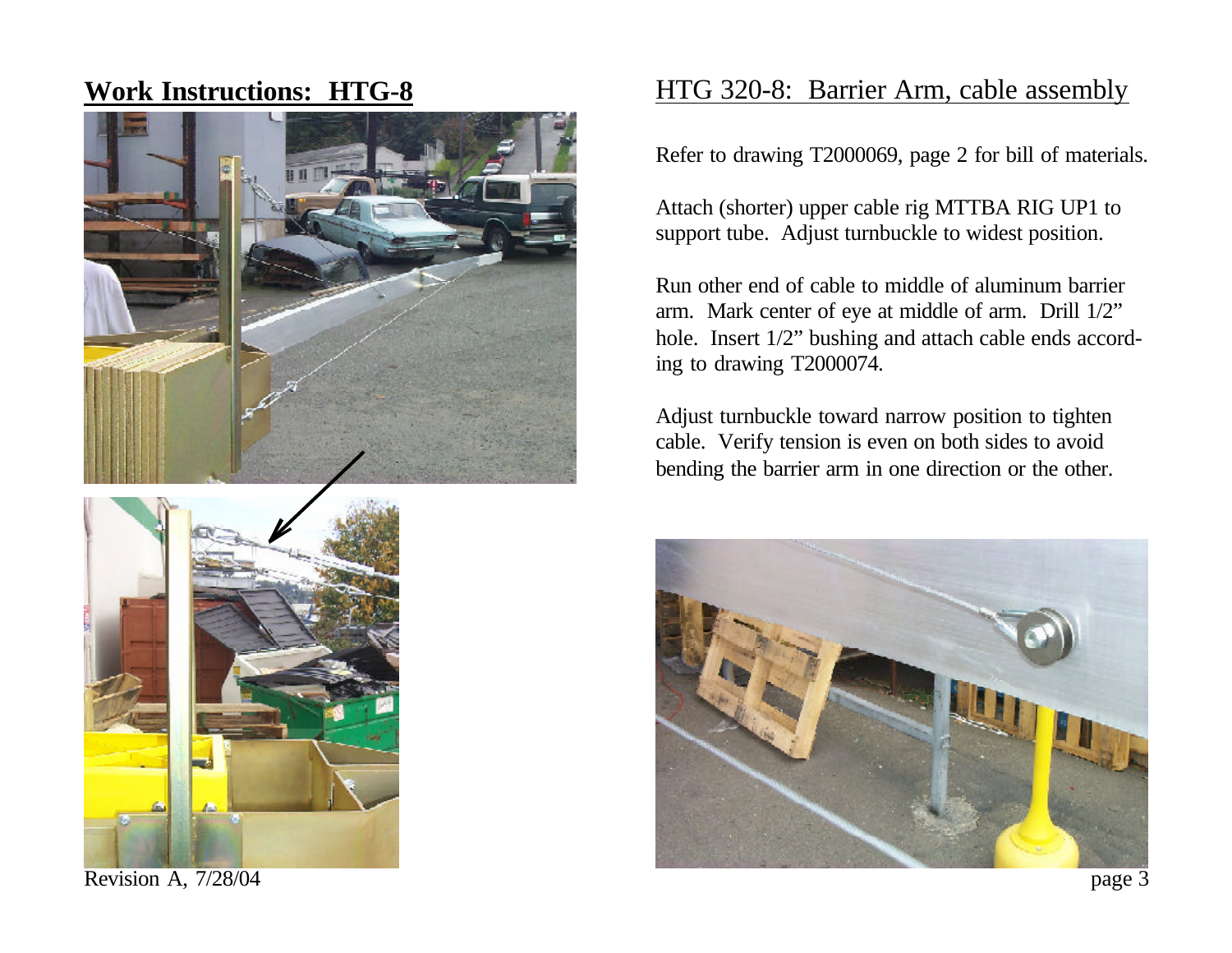# Work Instructions: HTG-8

## HTG 320-8: Barrier Arm, cable assembly

Refer to drawing T2000069, page 2 for bill of materials.

Attach (shorter) upper cable rig MTTBA RIG UP1 to support tube. Adjust turnbuckle to widest position.

Run other end of cable to middle of aluminum barrier arm. Mark center of eye at middle of arm. Drill 1/2" hole. Insert 1/2" bushing and attach cable ends according to drawing T2000074.

Adjust turnbuckle toward narrow position to tighten cable. Verify tension is even on both sides to avoid bending the barrier arm in one direction or the other.

Revision A, 7/28/04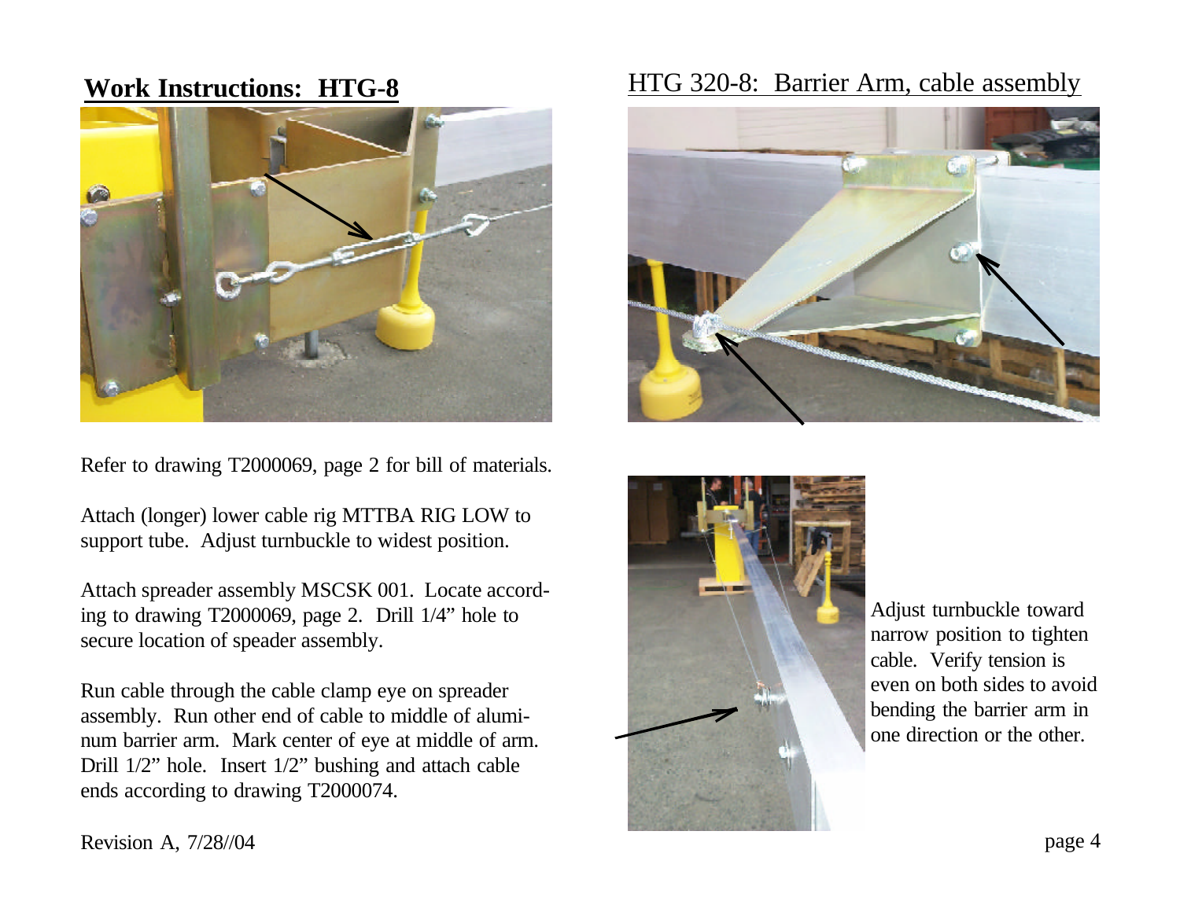## Work Instructions: HTG-8

## HTG 320-8: Barrier Arm, cable assembly

Refer to drawing T2000069, page 2 for bill of materials.

Attach (longer) lower cable rig MTTBA RIG LOW to support tube. Adjust turnbuckle to widest position.

Attach spreader assembly MSCSK 001. Locate according to drawing T2000069, page 2. Drill 1/4" hole to secure location of speader assembly.

Run cable through the cable clamp eye on spreader assembly. Run other end of cable to middle of aluminum barrier arm. Mark center of eye at middle of arm. Drill 1/2" hole. Insert 1/2" bushing and attach cable ends according to drawing T2000074.

Adjust turnbuckle toward narrow position to tighten cable. Verify tension is even on both sides to avoid bending the barrier arm in one direction or the other.

Revision A, 7/28//04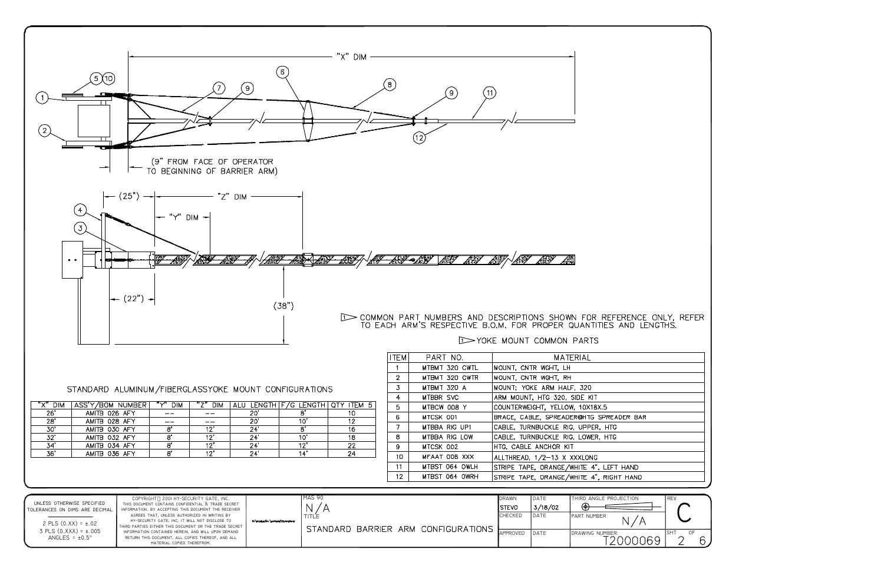"X" DIM

(9" FROM FACE OF OPERATOR TO BEGINNING OF BARRIER ARM)

(25") "Z" DIM "Y" DIM

(22") (38")

1 COMMON PART NUMBERS AND DESCRIPTIONS SHOWN FOR REFERENCE ONLY, REFER TO EACH ARM'S RESPECTIVE B.O.M. FOR PROPER QUANTITIES AND LENGTHS.

## STANDARD ALUMINUM/FIBERGLASSYOKE MOUNT CONFIGURATIONS

| "X" DIM | ASS'Y/BOM NUMBER | "Y" DIM | "Z" DIM | ALU LENGTH | F/G LENGTH | QTY ITEM 5 |
|---|---|---|---|---|---|---|
| 26' | AMITB 026 AFY | -- | -- | 20' | 8' | 10 |
| 28' | AMITB 028 AFY | -- | -- | 20' | 10' | 12 |
| 30' | AMITB 030 AFY | 8' | 12' | 24' | 8' | 16 |
| 32' | AMITB 032 AFY | 8' | 12' | 24' | 10' | 18 |
| 34' | AMITB 034 AFY | 8' | 12' | 24' | 12' | 22 |
| 36' | AMITB 036 AFY | 8' | 12' | 24' | 14' | 24 |

## 1 YOKE MOUNT COMMON PARTS

| ITEM | PART NO. | MATERIAL |
|---|---|---|
| 1 | MTBMT 320 CWTL | MOUNT, CNTR WGHT, LH |
| 2 | MTBMT 320 CWTR | MOUNT, CNTR WGHT, RH |
| 3 | MTBMT 320 A | MOUNT; YOKE ARM HALF, 320 |
| 4 | MTBBR SVC | ARM MOUNT, HTG 320, SIDE KIT |
| 5 | MTBCW 008 Y | COUNTERWEIGHT, YELLOW, 10X18X.5 |
| 6 | MTCSK 001 | BRACE, CABLE, SPREADER@HTG SPREADER BAR |
| 7 | MTBBA RIG UP1 | CABLE, TURNBUCKLE RIG, UPPER, HTG |
| 8 | MTBBA RIG LOW | CABLE, TURNBUCKLE RIG, LOWER, HTG |
| 9 | MTCSK 002 | HTG, CABLE ANCHOR KIT |
| 10 | MFAAT 008 XXX | ALLTHREAD, 1/2-13 X XXXLONG |
| 11 | MTBST 064 OWLH | STRIPE TAPE, ORANGE/WHITE 4", LEFT HAND |
| 12 | MTBST 064 OWRH | STRIPE TAPE, ORANGE/WHITE 4", RIGHT HAND |

UNLESS OTHERWISE SPECIFIED TOLERANCES ON DIMS ARE DECIMAL

2 PLS (0.XX) = ±.02
3 PLS (0.XXX) = ±.005
ANGLES = ±0.5°

COPYRIGHT 2001 HY-SECURITY GATE, INC. THIS DOCUMENT CONTAINS CONFIDENTIAL & TRADE SECRET INFORMATION. BY ACCEPTING THIS DOCUMENT THE RECEIVER AGREES THAT, UNLESS AUTHORIZED IN WRITING BY HY-SECURITY GATE, INC, IT WILL NOT DISCLOSE TO THIRD PARTIES EITHER THIS DOCUMENT OR THE TRADE SECRET INFORMATION CONTAINED HEREIN, AND WILL UPON DEMAND RETURN THIS DOCUMENT, ALL COPIES THEREOF, AND ALL MATERIAL COPIED THEREFROM.

MAS 90: N/A

TITLE: STANDARD BARRIER ARM CONFIGURATIONS

| DRAWN | DATE |
|---|---|
| STEVO | 3/18/02 |
| CHECKED | DATE |
| APPROVED | DATE |

THIRD ANGLE PROJECTION

PART NUMBER: N/A

DRAWING NUMBER: T2000069

REV: C

SHT 2 OF 6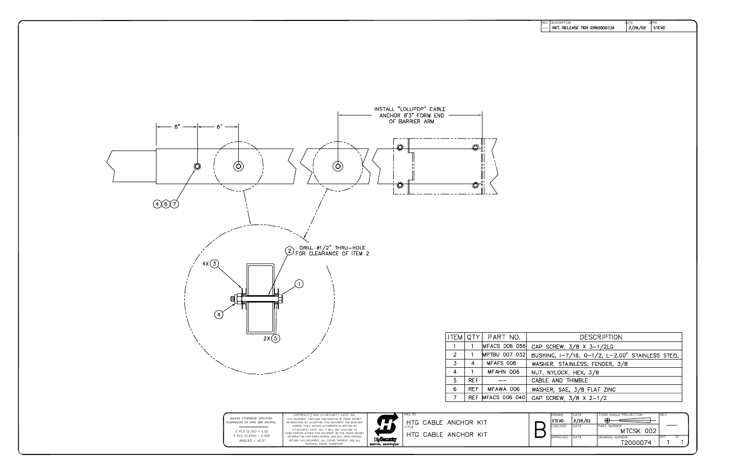| REV | DESCRIPTION | DATE | APPR |
|---|---|---|---|
| -- | INIT. RELEASE PER ERN0000334 | 2/26/02 | STEVO |

6" 6"

INSTALL "LOLLIPOP" CABLE ANCHOR 8'3" FORM END OF BARRIER ARM

(4)(6)(7)

DRILL ø1/2" THRU-HOLE FOR CLEARANCE OF ITEM 2

4X (3)

(2)

(1)

(4)

2X (5)

| ITEM | QTY | PART NO. | DESCRIPTION |
|---|---|---|---|
| 1 | 1 | MFACS 006 056 | CAP SCREW, 3/8 X 3-1/2LG |
| 2 | 1 | MPTBU 007 032 | BUSHING, I-7/16, O-1/2, L-2.00" STAINLESS STEEL |
| 3 | 4 | MFAFS 006 | WASHER, STAINLESS, FENDER, 3/8 |
| 4 | 1 | MFAHN 006 | NUT, NYLOCK, HEX, 3/8 |
| 5 | REF | -- | CABLE AND THIMBLE |
| 6 | REF | MFAWA 006 | WASHER, SAE, 3/8 FLAT ZINC |
| 7 | REF | MFACS 006 040 | CAP SCREW, 3/8 X 2-1/2 |

UNLESS OTHERWISE SPECIFIED TOLERANCES ON DIMS ARE DECIMAL

2 PLS (0.XX) = ±.02
3 PLS (0.XXX) = ±.005
ANGLES = ±0.5°

COPYRIGHT 2001 HY-SECURITY GATE, INC.
THIS DOCUMENT CONTAINS CONFIDENTIAL & TRADE SECRET INFORMATION. BY ACCEPTING THIS DOCUMENT THE RECEIVER AGREES THAT, UNLESS AUTHORIZED IN WRITING BY HY-SECURITY GATE, INC. IT WILL NOT DISCLOSE TO THIRD PARTIES EITHER THIS DOCUMENT OR THE TRADE SECRET INFORMATION CONTAINED HEREIN, AND WILL UPON DEMAND RETURN THIS DOCUMENT, ALL COPIES THEREOF, AND ALL MATERIAL COPIED THEREFROM.

HySecurity seattle, washington

MAS 90: HTG CABLE ANCHOR KIT

TITLE: HTG CABLE ANCHOR KIT

SIZE: B

| DRAWN | DATE |
|---|---|
| STEVO | 2/26/02 |
| CHECKED | DATE |
| APPROVED | DATE |

THIRD ANGLE PROJECTION

PART NUMBER: MTCSK 002

DRAWING NUMBER: T2000074

REV: —

SHT 1 OF 1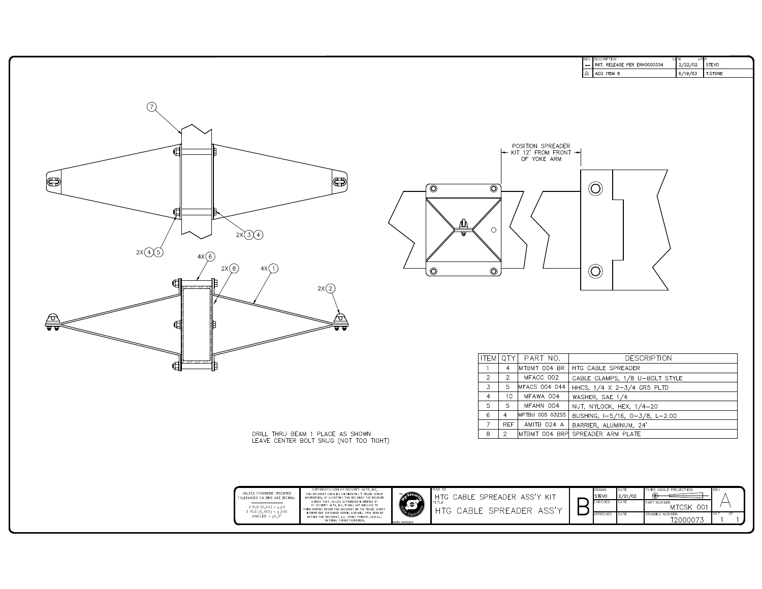| REV | DESCRIPTION | DATE | APPR |
|---|---|---|---|
| -- | INIT. RELEASE PER ERN0000334 | 2/22/02 | STEVO |
| A | ADD ITEM 8 | 6/19/03 | T.STONE |

7

2X 3 4

2X 4 5

4X 6

2X 8

4X 1

2X 2

POSITION SPREADER KIT 12' FROM FRONT OF YOKE ARM

| ITEM | QTY | PART NO. | DESCRIPTION |
|---|---|---|---|
| 1 | 4 | MTBMT 004 BR | HTG CABLE SPREADER |
| 2 | 2 | MFACC 002 | CABLE CLAMPS, 1/8 U-BOLT STYLE |
| 3 | 5 | MFACS 004 044 | HHCS, 1/4 X 2-3/4 GR5 PLTD |
| 4 | 10 | MFAWA 004 | WASHER, SAE 1/4 |
| 5 | 5 | MFAHN 004 | NUT, NYLOCK, HEX, 1/4-20 |
| 6 | 4 | MPTBU 005 032SS | BUSHING, I-5/16, O-3/8, L-2.00 |
| 7 | REF | AMITB 024 A | BARRIER, ALUMINUM, 24' |
| 8 | 2 | MTBMT 004 BRP | SPREADER ARM PLATE |

DRILL THRU BEAM 1 PLACE AS SHOWN
LEAVE CENTER BOLT SNUG (NOT TOO TIGHT)

UNLESS OTHERWISE SPECIFIED TOLERANCES ON DIMS ARE DECIMAL

2 PLS (0.XX) = ±.02
3 PLS (0.XXX) = ±.005
ANGLES = ±0.5°

COPYRIGHT © 2001 HY SECURITY GATE, INC. THIS DOCUMENT CONTAINS CONFIDENTIAL & TRADE SECRET INFORMATION. BY ACCEPTING THIS DOCUMENT THE RECEIVER AGREES THAT, UNLESS AUTHORIZED IN WRITING BY HY SECURITY GATE, INC, IT WILL NOT DISCLOSE TO THIRD PARTIES EITHER THIS DOCUMENT OR THE TRADE SECRET INFORMATION CONTAINED HEREIN, AND WILL UPON DEMAND RETURN THIS DOCUMENT, ALL COPIES THEREOF, AND ALL MATERIAL COPIED THEREFROM.

Hy-Security Gate Operators — seattle, washington

MAS 90: HTG CABLE SPREADER ASS'Y KIT

TITLE: HTG CABLE SPREADER ASS'Y

SIZE: B

| DRAWN | DATE |
|---|---|
| STEVO | 2/21/02 |
| CHECKED | DATE |
| APPROVED | DATE |

THIRD ANGLE PROJECTION

PART NUMBER: MTCSK 001

DRAWING NUMBER: T2000073

REV: A

SHT 1 OF 1